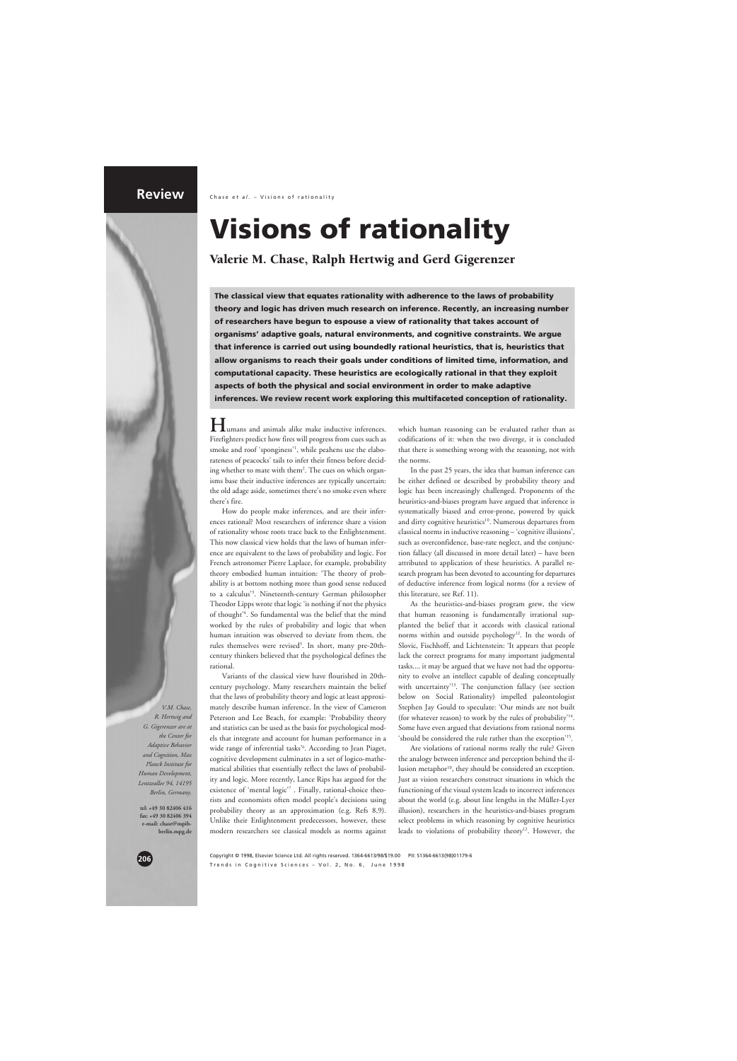# Visions of rationality

**Valerie M. Chase, Ralph Hertwig and Gerd Gigerenzer**

**The classical view that equates rationality with adherence to the laws of probability theory and logic has driven much research on inference. Recently, an increasing number of researchers have begun to espouse a view of rationality that takes account of organisms' adaptive goals, natural environments, and cognitive constraints. We argue that inference is carried out using boundedly rational heuristics, that is, heuristics that allow organisms to reach their goals under conditions of limited time, information, and computational capacity. These heuristics are ecologically rational in that they exploit aspects of both the physical and social environment in order to make adaptive inferences. We review recent work exploring this multifaceted conception of rationality.**

Humans and animals alike make inductive inferences. Firefighters predict how fires will progress from cues such as smoke and roof 'sponginess'[1], while peahens use the elaborateness of peacocks' tails to infer their fitness before deciding whether to mate with them[2]. The cues on which organisms base their inductive inferences are typically uncertain: the old adage aside, sometimes there's no smoke even where there's fire.

How do people make inferences, and are their inferences rational? Most researchers of inference share a vision of rationality whose roots trace back to the Enlightenment. This now classical view holds that the laws of human inference are equivalent to the laws of probability and logic. For French astronomer Pierre Laplace, for example, probability theory embodied human intuition: 'The theory of probability is at bottom nothing more than good sense reduced to a calculus'[3]. Nineteenth-century German philosopher Theodor Lipps wrote that logic 'is nothing if not the physics of thought'[4]. So fundamental was the belief that the mind worked by the rules of probability and logic that when human intuition was observed to deviate from them, the rules themselves were revised[5]. In short, many pre-20th-century thinkers believed that the psychological defines the rational.

Variants of the classical view have flourished in 20th-century psychology. Many researchers maintain the belief that the laws of probability theory and logic at least approximately describe human inference. In the view of Cameron Peterson and Lee Beach, for example: 'Probability theory and statistics can be used as the basis for psychological models that integrate and account for human performance in a wide range of inferential tasks'[6]. According to Jean Piaget, cognitive development culminates in a set of logico-mathematical abilities that essentially reflect the laws of probability and logic. More recently, Lance Rips has argued for the existence of 'mental logic'[7]. Finally, rational-choice theorists and economists often model people's decisions using probability theory as an approximation (e.g. Refs 8,9). Unlike their Enlightenment predecessors, however, these modern researchers see classical models as norms against which human reasoning can be evaluated rather than as codifications of it: when the two diverge, it is concluded that there is something wrong with the reasoning, not with the norms.

In the past 25 years, the idea that human inference can be either defined or described by probability theory and logic has been increasingly challenged. Proponents of the heuristics-and-biases program have argued that inference is systematically biased and error-prone, powered by quick and dirty cognitive heuristics[10]. Numerous departures from classical norms in inductive reasoning – 'cognitive illusions', such as overconfidence, base-rate neglect, and the conjunction fallacy (all discussed in more detail later) – have been attributed to application of these heuristics. A parallel research program has been devoted to accounting for departures of deductive inference from logical norms (for a review of this literature, see Ref. 11).

As the heuristics-and-biases program grew, the view that human reasoning is fundamentally irrational supplanted the belief that it accords with classical rational norms within and outside psychology[12]. In the words of Slovic, Fischhoff, and Lichtenstein: 'It appears that people lack the correct programs for many important judgmental tasks.... it may be argued that we have not had the opportunity to evolve an intellect capable of dealing conceptually with uncertainty'[13]. The conjunction fallacy (see section below on Social Rationality) impelled paleontologist Stephen Jay Gould to speculate: 'Our minds are not built (for whatever reason) to work by the rules of probability'[14]. Some have even argued that deviations from rational norms 'should be considered the rule rather than the exception'[15].

Are violations of rational norms really the rule? Given the analogy between inference and perception behind the illusion metaphor[10], they should be considered an exception. Just as vision researchers construct situations in which the functioning of the visual system leads to incorrect inferences about the world (e.g. about line lengths in the Müller-Lyer illusion), researchers in the heuristics-and-biases program select problems in which reasoning by cognitive heuristics leads to violations of probability theory[12]. However, the

*V.M. Chase, R. Hertwig and G. Gigerenzer are at the Center for Adaptive Behavior and Cognition, Max Planck Institute for Human Development, Lentzeallee 94, 14195 Berlin, Germany.*

tel: +49 30 82406 416
fax: +49 30 82406 394
e-mail: chase@mpib-berlin.mpg.de

Copyright © 1998, Elsevier Science Ltd. All rights reserved. 1364-6613/98/$19.00 PII: S1364-6613(98)01179-6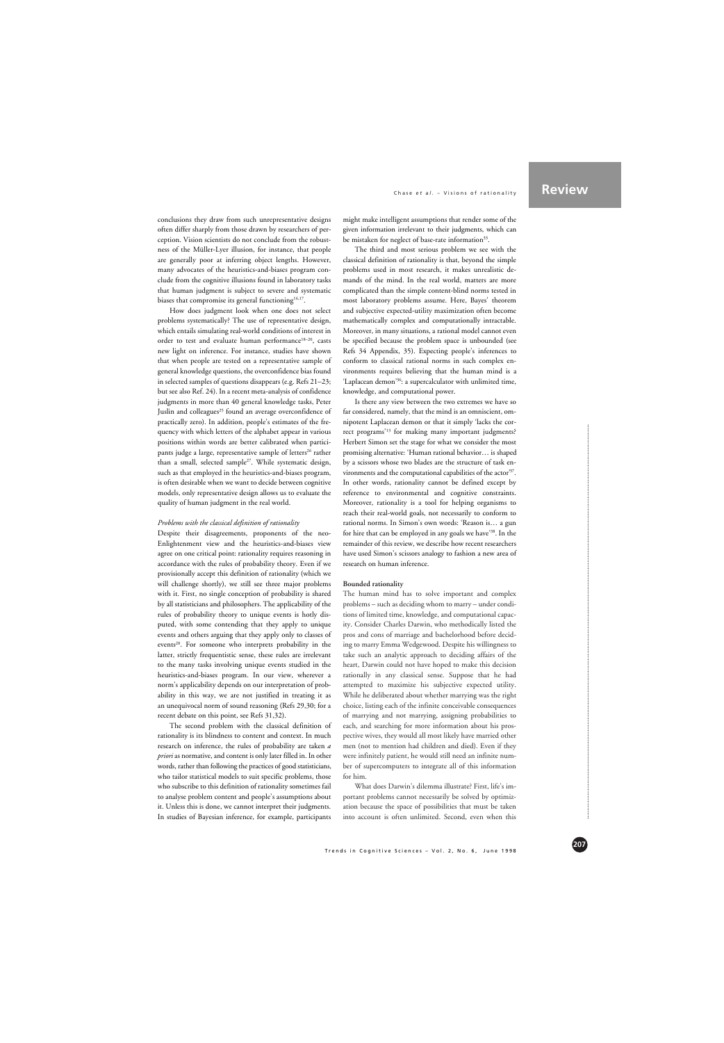conclusions they draw from such unrepresentative designs often differ sharply from those drawn by researchers of perception. Vision scientists do not conclude from the robustness of the Müller-Lyer illusion, for instance, that people are generally poor at inferring object lengths. However, many advocates of the heuristics-and-biases program conclude from the cognitive illusions found in laboratory tasks that human judgment is subject to severe and systematic biases that compromise its general functioning[16,17].

How does judgment look when one does not select problems systematically? The use of representative design, which entails simulating real-world conditions of interest in order to test and evaluate human performance[18–20], casts new light on inference. For instance, studies have shown that when people are tested on a representative sample of general knowledge questions, the overconfidence bias found in selected samples of questions disappears (e.g. Refs 21–23; but see also Ref. 24). In a recent meta-analysis of confidence judgments in more than 40 general knowledge tasks, Peter Juslin and colleagues[25] found an average overconfidence of practically zero). In addition, people's estimates of the frequency with which letters of the alphabet appear in various positions within words are better calibrated when participants judge a large, representative sample of letters[26] rather than a small, selected sample[27]. While systematic design, such as that employed in the heuristics-and-biases program, is often desirable when we want to decide between cognitive models, only representative design allows us to evaluate the quality of human judgment in the real world.

*Problems with the classical definition of rationality*

Despite their disagreements, proponents of the neo-Enlightenment view and the heuristics-and-biases view agree on one critical point: rationality requires reasoning in accordance with the rules of probability theory. Even if we provisionally accept this definition of rationality (which we will challenge shortly), we still see three major problems with it. First, no single conception of probability is shared by all statisticians and philosophers. The applicability of the rules of probability theory to unique events is hotly disputed, with some contending that they apply to unique events and others arguing that they apply only to classes of events[28]. For someone who interprets probability in the latter, strictly frequentistic sense, these rules are irrelevant to the many tasks involving unique events studied in the heuristics-and-biases program. In our view, wherever a norm's applicability depends on our interpretation of probability in this way, we are not justified in treating it as an unequivocal norm of sound reasoning (Refs 29,30; for a recent debate on this point, see Refs 31,32).

The second problem with the classical definition of rationality is its blindness to content and context. In much research on inference, the rules of probability are taken *a priori* as normative, and content is only later filled in. In other words, rather than following the practices of good statisticians, who tailor statistical models to suit specific problems, those who subscribe to this definition of rationality sometimes fail to analyse problem content and people's assumptions about it. Unless this is done, we cannot interpret their judgments. In studies of Bayesian inference, for example, participants might make intelligent assumptions that render some of the given information irrelevant to their judgments, which can be mistaken for neglect of base-rate information[33].

The third and most serious problem we see with the classical definition of rationality is that, beyond the simple problems used in most research, it makes unrealistic demands of the mind. In the real world, matters are more complicated than the simple content-blind norms tested in most laboratory problems assume. Here, Bayes' theorem and subjective expected-utility maximization often become mathematically complex and computationally intractable. Moreover, in many situations, a rational model cannot even be specified because the problem space is unbounded (see Refs 34 Appendix, 35). Expecting people's inferences to conform to classical rational norms in such complex environments requires believing that the human mind is a 'Laplacean demon'[36]: a supercalculator with unlimited time, knowledge, and computational power.

Is there any view between the two extremes we have so far considered, namely, that the mind is an omniscient, omnipotent Laplacean demon or that it simply 'lacks the correct programs'[13] for making many important judgments? Herbert Simon set the stage for what we consider the most promising alternative: 'Human rational behavior… is shaped by a scissors whose two blades are the structure of task environments and the computational capabilities of the actor'[37]. In other words, rationality cannot be defined except by reference to environmental and cognitive constraints. Moreover, rationality is a tool for helping organisms to reach their real-world goals, not necessarily to conform to rational norms. In Simon's own words: 'Reason is… a gun for hire that can be employed in any goals we have'[38]. In the remainder of this review, we describe how recent researchers have used Simon's scissors analogy to fashion a new area of research on human inference.

**Bounded rationality**

The human mind has to solve important and complex problems – such as deciding whom to marry – under conditions of limited time, knowledge, and computational capacity. Consider Charles Darwin, who methodically listed the pros and cons of marriage and bachelorhood before deciding to marry Emma Wedgewood. Despite his willingness to take such an analytic approach to deciding affairs of the heart, Darwin could not have hoped to make this decision rationally in any classical sense. Suppose that he had attempted to maximize his subjective expected utility. While he deliberated about whether marrying was the right choice, listing each of the infinite conceivable consequences of marrying and not marrying, assigning probabilities to each, and searching for more information about his prospective wives, they would all most likely have married other men (not to mention had children and died). Even if they were infinitely patient, he would still need an infinite number of supercomputers to integrate all of this information for him.

What does Darwin's dilemma illustrate? First, life's important problems cannot necessarily be solved by optimization because the space of possibilities that must be taken into account is often unlimited. Second, even when this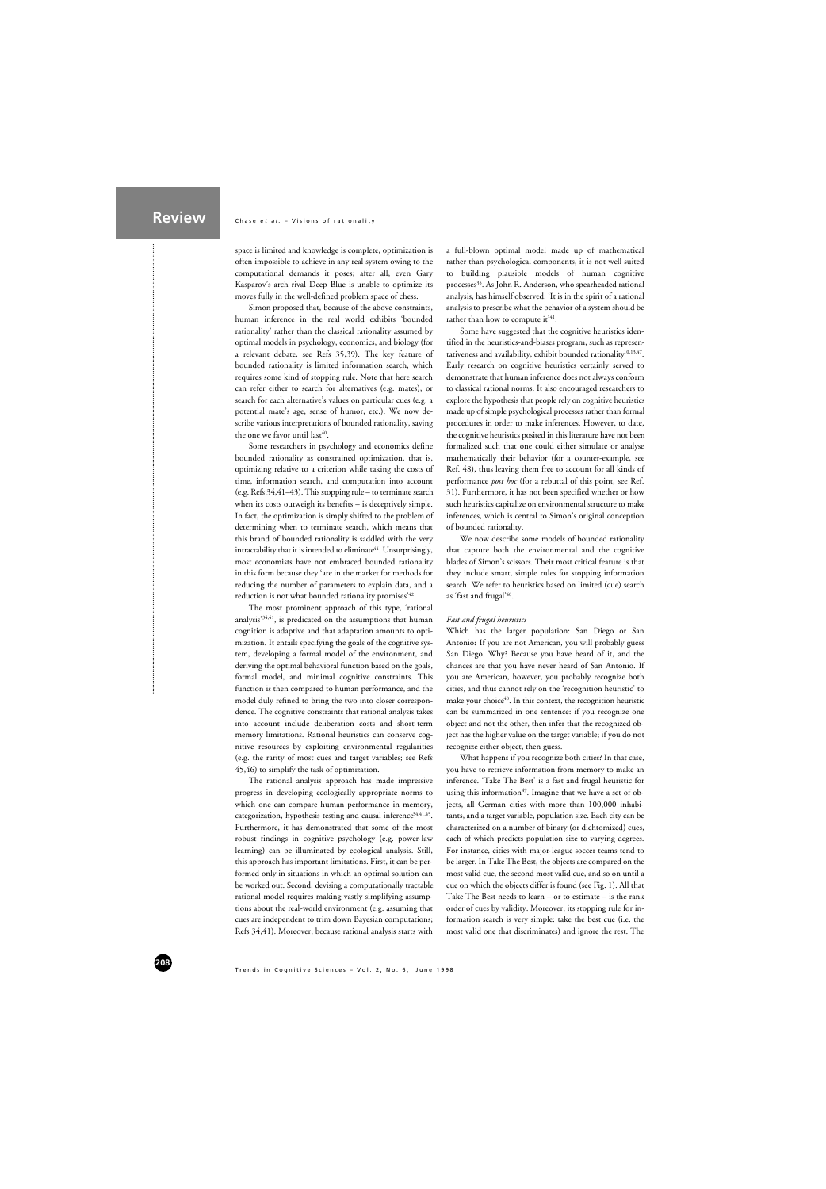space is limited and knowledge is complete, optimization is often impossible to achieve in any real system owing to the computational demands it poses; after all, even Gary Kasparov's arch rival Deep Blue is unable to optimize its moves fully in the well-defined problem space of chess.

Simon proposed that, because of the above constraints, human inference in the real world exhibits 'bounded rationality' rather than the classical rationality assumed by optimal models in psychology, economics, and biology (for a relevant debate, see Refs 35,39). The key feature of bounded rationality is limited information search, which requires some kind of stopping rule. Note that here search can refer either to search for alternatives (e.g. mates), or search for each alternative's values on particular cues (e.g. a potential mate's age, sense of humor, etc.). We now describe various interpretations of bounded rationality, saving the one we favor until last[40].

Some researchers in psychology and economics define bounded rationality as constrained optimization, that is, optimizing relative to a criterion while taking the costs of time, information search, and computation into account (e.g. Refs 34,41–43). This stopping rule – to terminate search when its costs outweigh its benefits – is deceptively simple. In fact, the optimization is simply shifted to the problem of determining when to terminate search, which means that this brand of bounded rationality is saddled with the very intractability that it is intended to eliminate[44]. Unsurprisingly, most economists have not embraced bounded rationality in this form because they 'are in the market for methods for reducing the number of parameters to explain data, and a reduction is not what bounded rationality promises'[42].

The most prominent approach of this type, 'rational analysis'[34,41], is predicated on the assumptions that human cognition is adaptive and that adaptation amounts to optimization. It entails specifying the goals of the cognitive system, developing a formal model of the environment, and deriving the optimal behavioral function based on the goals, formal model, and minimal cognitive constraints. This function is then compared to human performance, and the model duly refined to bring the two into closer correspondence. The cognitive constraints that rational analysis takes into account include deliberation costs and short-term memory limitations. Rational heuristics can conserve cognitive resources by exploiting environmental regularities (e.g. the rarity of most cues and target variables; see Refs 45,46) to simplify the task of optimization.

The rational analysis approach has made impressive progress in developing ecologically appropriate norms to which one can compare human performance in memory, categorization, hypothesis testing and causal inference[34,41,45]. Furthermore, it has demonstrated that some of the most robust findings in cognitive psychology (e.g. power-law learning) can be illuminated by ecological analysis. Still, this approach has important limitations. First, it can be performed only in situations in which an optimal solution can be worked out. Second, devising a computationally tractable rational model requires making vastly simplifying assumptions about the real-world environment (e.g. assuming that cues are independent to trim down Bayesian computations; Refs 34,41). Moreover, because rational analysis starts with a full-blown optimal model made up of mathematical rather than psychological components, it is not well suited to building plausible models of human cognitive processes[35]. As John R. Anderson, who spearheaded rational analysis, has himself observed: 'It is in the spirit of a rational analysis to prescribe what the behavior of a system should be rather than how to compute it'[41].

Some have suggested that the cognitive heuristics identified in the heuristics-and-biases program, such as representativeness and availability, exhibit bounded rationality[10,13,47]. Early research on cognitive heuristics certainly served to demonstrate that human inference does not always conform to classical rational norms. It also encouraged researchers to explore the hypothesis that people rely on cognitive heuristics made up of simple psychological processes rather than formal procedures in order to make inferences. However, to date, the cognitive heuristics posited in this literature have not been formalized such that one could either simulate or analyse mathematically their behavior (for a counter-example, see Ref. 48), thus leaving them free to account for all kinds of performance *post hoc* (for a rebuttal of this point, see Ref. 31). Furthermore, it has not been specified whether or how such heuristics capitalize on environmental structure to make inferences, which is central to Simon's original conception of bounded rationality.

We now describe some models of bounded rationality that capture both the environmental and the cognitive blades of Simon's scissors. Their most critical feature is that they include smart, simple rules for stopping information search. We refer to heuristics based on limited (cue) search as 'fast and frugal'[40].

### *Fast and frugal heuristics*

Which has the larger population: San Diego or San Antonio? If you are not American, you will probably guess San Diego. Why? Because you have heard of it, and the chances are that you have never heard of San Antonio. If you are American, however, you probably recognize both cities, and thus cannot rely on the 'recognition heuristic' to make your choice[40]. In this context, the recognition heuristic can be summarized in one sentence: if you recognize one object and not the other, then infer that the recognized object has the higher value on the target variable; if you do not recognize either object, then guess.

What happens if you recognize both cities? In that case, you have to retrieve information from memory to make an inference. 'Take The Best' is a fast and frugal heuristic for using this information[49]. Imagine that we have a set of objects, all German cities with more than 100,000 inhabitants, and a target variable, population size. Each city can be characterized on a number of binary (or dichotomized) cues, each of which predicts population size to varying degrees. For instance, cities with major-league soccer teams tend to be larger. In Take The Best, the objects are compared on the most valid cue, the second most valid cue, and so on until a cue on which the objects differ is found (see Fig. 1). All that Take The Best needs to learn – or to estimate – is the rank order of cues by validity. Moreover, its stopping rule for information search is very simple: take the best cue (i.e. the most valid one that discriminates) and ignore the rest. The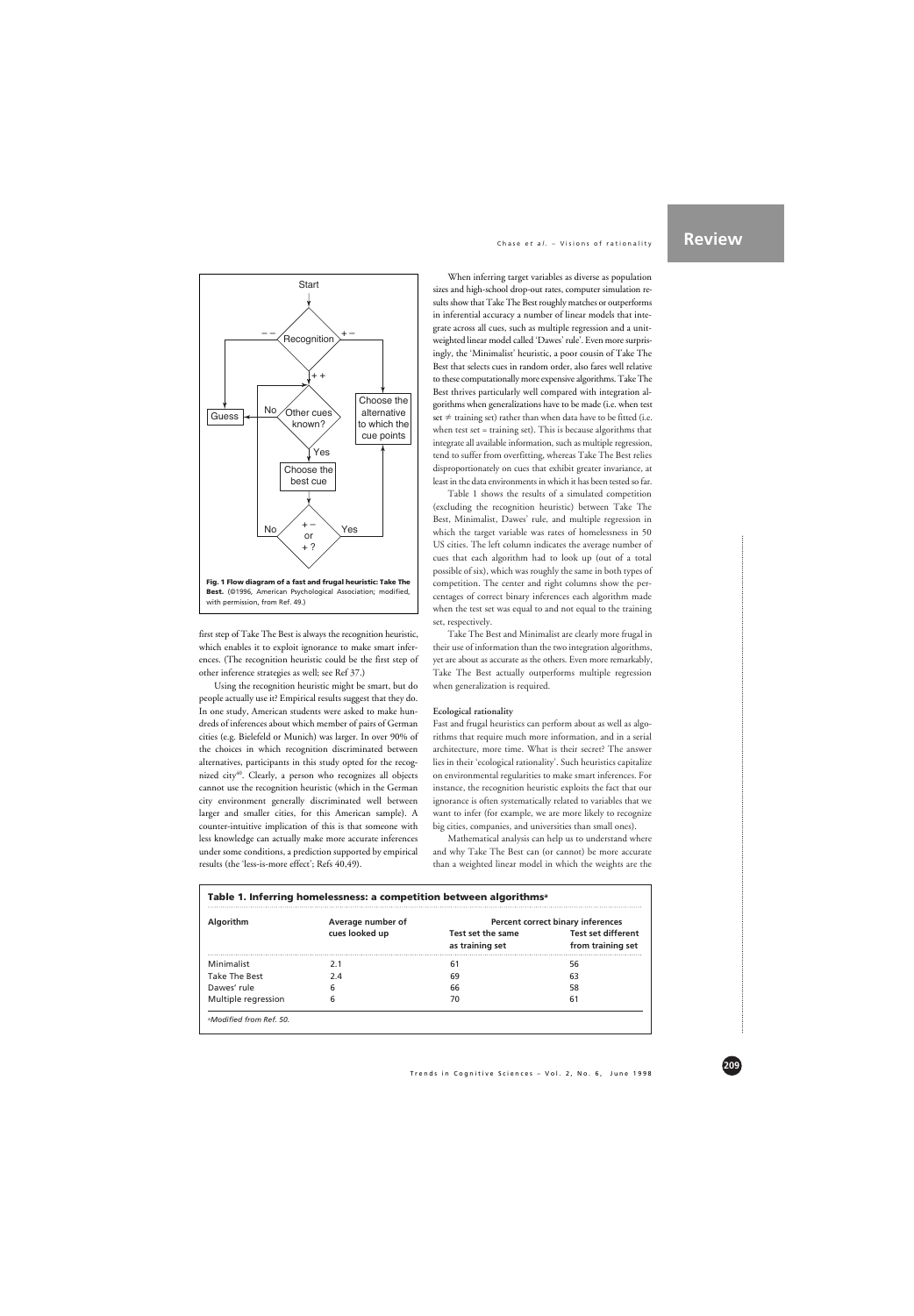Start

Recognition

– –

+ –

+ +

Guess

No

Other cues known?

Yes

Choose the best cue

Choose the alternative to which the cue points

No

+ – or + ?

Yes

**Fig. 1 Flow diagram of a fast and frugal heuristic: Take The Best.** (©1996, American Psychological Association; modified, with permission, from Ref. 49.)

first step of Take The Best is always the recognition heuristic, which enables it to exploit ignorance to make smart inferences. (The recognition heuristic could be the first step of other inference strategies as well; see Ref 37.)

Using the recognition heuristic might be smart, but do people actually use it? Empirical results suggest that they do. In one study, American students were asked to make hundreds of inferences about which member of pairs of German cities (e.g. Bielefeld or Munich) was larger. In over 90% of the choices in which recognition discriminated between alternatives, participants in this study opted for the recognized city[40]. Clearly, a person who recognizes all objects cannot use the recognition heuristic (which in the German city environment generally discriminated well between larger and smaller cities, for this American sample). A counter-intuitive implication of this is that someone with less knowledge can actually make more accurate inferences under some conditions, a prediction supported by empirical results (the 'less-is-more effect'; Refs 40,49).

When inferring target variables as diverse as population sizes and high-school drop-out rates, computer simulation results show that Take The Best roughly matches or outperforms in inferential accuracy a number of linear models that integrate across all cues, such as multiple regression and a unit-weighted linear model called 'Dawes' rule'. Even more surprisingly, the 'Minimalist' heuristic, a poor cousin of Take The Best that selects cues in random order, also fares well relative to these computationally more expensive algorithms. Take The Best thrives particularly well compared with integration algorithms when generalizations have to be made (i.e. when test set ≠ training set) rather than when data have to be fitted (i.e. when test set = training set). This is because algorithms that integrate all available information, such as multiple regression, tend to suffer from overfitting, whereas Take The Best relies disproportionately on cues that exhibit greater invariance, at least in the data environments in which it has been tested so far.

Table 1 shows the results of a simulated competition (excluding the recognition heuristic) between Take The Best, Minimalist, Dawes' rule, and multiple regression in which the target variable was rates of homelessness in 50 US cities. The left column indicates the average number of cues that each algorithm had to look up (out of a total possible of six), which was roughly the same in both types of competition. The center and right columns show the percentages of correct binary inferences each algorithm made when the test set was equal to and not equal to the training set, respectively.

Take The Best and Minimalist are clearly more frugal in their use of information than the two integration algorithms, yet are about as accurate as the others. Even more remarkably, Take The Best actually outperforms multiple regression when generalization is required.

#### Ecological rationality

Fast and frugal heuristics can perform about as well as algorithms that require much more information, and in a serial architecture, more time. What is their secret? The answer lies in their 'ecological rationality'. Such heuristics capitalize on environmental regularities to make smart inferences. For instance, the recognition heuristic exploits the fact that our ignorance is often systematically related to variables that we want to infer (for example, we are more likely to recognize big cities, companies, and universities than small ones).

Mathematical analysis can help us to understand where and why Take The Best can (or cannot) be more accurate than a weighted linear model in which the weights are the

**Table 1. Inferring homelessness: a competition between algorithms[a]**

| Algorithm | Average number of cues looked up | Percent correct binary inferences | |
|---|---|---|---|
| | | Test set the same as training set | Test set different from training set |
| Minimalist | 2.1 | 61 | 56 |
| Take The Best | 2.4 | 69 | 63 |
| Dawes' rule | 6 | 66 | 58 |
| Multiple regression | 6 | 70 | 61 |

[a]*Modified from Ref. 50.*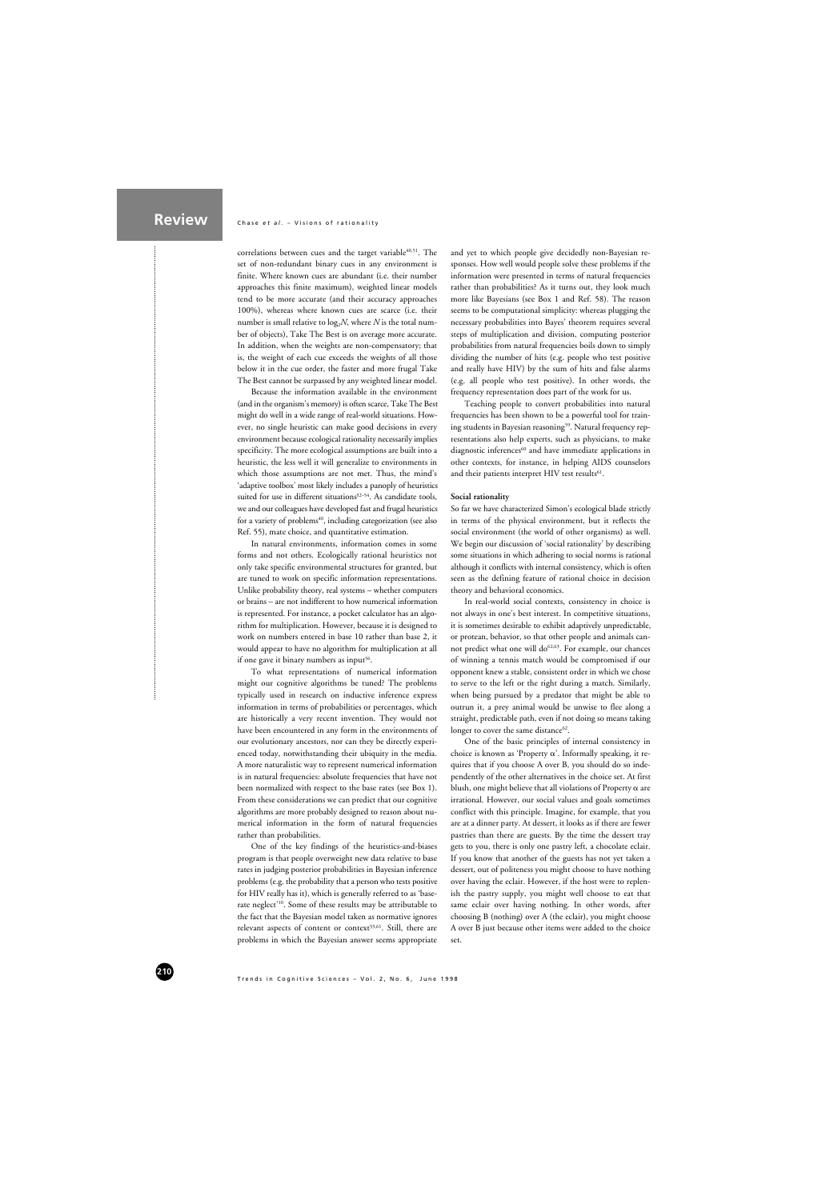correlations between cues and the target variable[40,51]. The set of non-redundant binary cues in any environment is finite. Where known cues are abundant (i.e. their number approaches this finite maximum), weighted linear models tend to be more accurate (and their accuracy approaches 100%), whereas where known cues are scarce (i.e. their number is small relative to $\log_2 N$, where $N$ is the total number of objects), Take The Best is on average more accurate. In addition, when the weights are non-compensatory; that is, the weight of each cue exceeds the weights of all those below it in the cue order, the faster and more frugal Take The Best cannot be surpassed by any weighted linear model.

Because the information available in the environment (and in the organism's memory) is often scarce, Take The Best might do well in a wide range of real-world situations. However, no single heuristic can make good decisions in every environment because ecological rationality necessarily implies specificity. The more ecological assumptions are built into a heuristic, the less well it will generalize to environments in which those assumptions are not met. Thus, the mind's 'adaptive toolbox' most likely includes a panoply of heuristics suited for use in different situations[52–54]. As candidate tools, we and our colleagues have developed fast and frugal heuristics for a variety of problems[40], including categorization (see also Ref. 55), mate choice, and quantitative estimation.

In natural environments, information comes in some forms and not others. Ecologically rational heuristics not only take specific environmental structures for granted, but are tuned to work on specific information representations. Unlike probability theory, real systems – whether computers or brains – are not indifferent to how numerical information is represented. For instance, a pocket calculator has an algorithm for multiplication. However, because it is designed to work on numbers entered in base 10 rather than base 2, it would appear to have no algorithm for multiplication at all if one gave it binary numbers as input[56].

To what representations of numerical information might our cognitive algorithms be tuned? The problems typically used in research on inductive inference express information in terms of probabilities or percentages, which are historically a very recent invention. They would not have been encountered in any form in the environments of our evolutionary ancestors, nor can they be directly experienced today, notwithstanding their ubiquity in the media. A more naturalistic way to represent numerical information is in natural frequencies: absolute frequencies that have not been normalized with respect to the base rates (see Box 1). From these considerations we can predict that our cognitive algorithms are more probably designed to reason about numerical information in the form of natural frequencies rather than probabilities.

One of the key findings of the heuristics-and-biases program is that people overweight new data relative to base rates in judging posterior probabilities in Bayesian inference problems (e.g. the probability that a person who tests positive for HIV really has it), which is generally referred to as 'base-rate neglect'[10]. Some of these results may be attributable to the fact that the Bayesian model taken as normative ignores relevant aspects of content or context[55,61]. Still, there are problems in which the Bayesian answer seems appropriate and yet to which people give decidedly non-Bayesian responses. How well would people solve these problems if the information were presented in terms of natural frequencies rather than probabilities? As it turns out, they look much more like Bayesians (see Box 1 and Ref. 58). The reason seems to be computational simplicity: whereas plugging the necessary probabilities into Bayes' theorem requires several steps of multiplication and division, computing posterior probabilities from natural frequencies boils down to simply dividing the number of hits (e.g. people who test positive and really have HIV) by the sum of hits and false alarms (e.g. all people who test positive). In other words, the frequency representation does part of the work for us.

Teaching people to convert probabilities into natural frequencies has been shown to be a powerful tool for training students in Bayesian reasoning[59]. Natural frequency representations also help experts, such as physicians, to make diagnostic inferences[60] and have immediate applications in other contexts, for instance, in helping AIDS counselors and their patients interpret HIV test results[61].

#### Social rationality

So far we have characterized Simon's ecological blade strictly in terms of the physical environment, but it reflects the social environment (the world of other organisms) as well. We begin our discussion of 'social rationality' by describing some situations in which adhering to social norms is rational although it conflicts with internal consistency, which is often seen as the defining feature of rational choice in decision theory and behavioral economics.

In real-world social contexts, consistency in choice is not always in one's best interest. In competitive situations, it is sometimes desirable to exhibit adaptively unpredictable, or protean, behavior, so that other people and animals cannot predict what one will do[62,63]. For example, our chances of winning a tennis match would be compromised if our opponent knew a stable, consistent order in which we chose to serve to the left or the right during a match. Similarly, when being pursued by a predator that might be able to outrun it, a prey animal would be unwise to flee along a straight, predictable path, even if not doing so means taking longer to cover the same distance[62].

One of the basic principles of internal consistency in choice is known as 'Property $\alpha$'. Informally speaking, it requires that if you choose A over B, you should do so independently of the other alternatives in the choice set. At first blush, one might believe that all violations of Property $\alpha$ are irrational. However, our social values and goals sometimes conflict with this principle. Imagine, for example, that you are at a dinner party. At dessert, it looks as if there are fewer pastries than there are guests. By the time the dessert tray gets to you, there is only one pastry left, a chocolate eclair. If you know that another of the guests has not yet taken a dessert, out of politeness you might choose to have nothing over having the eclair. However, if the host were to replenish the pastry supply, you might well choose to eat that same eclair over having nothing. In other words, after choosing B (nothing) over A (the eclair), you might choose A over B just because other items were added to the choice set.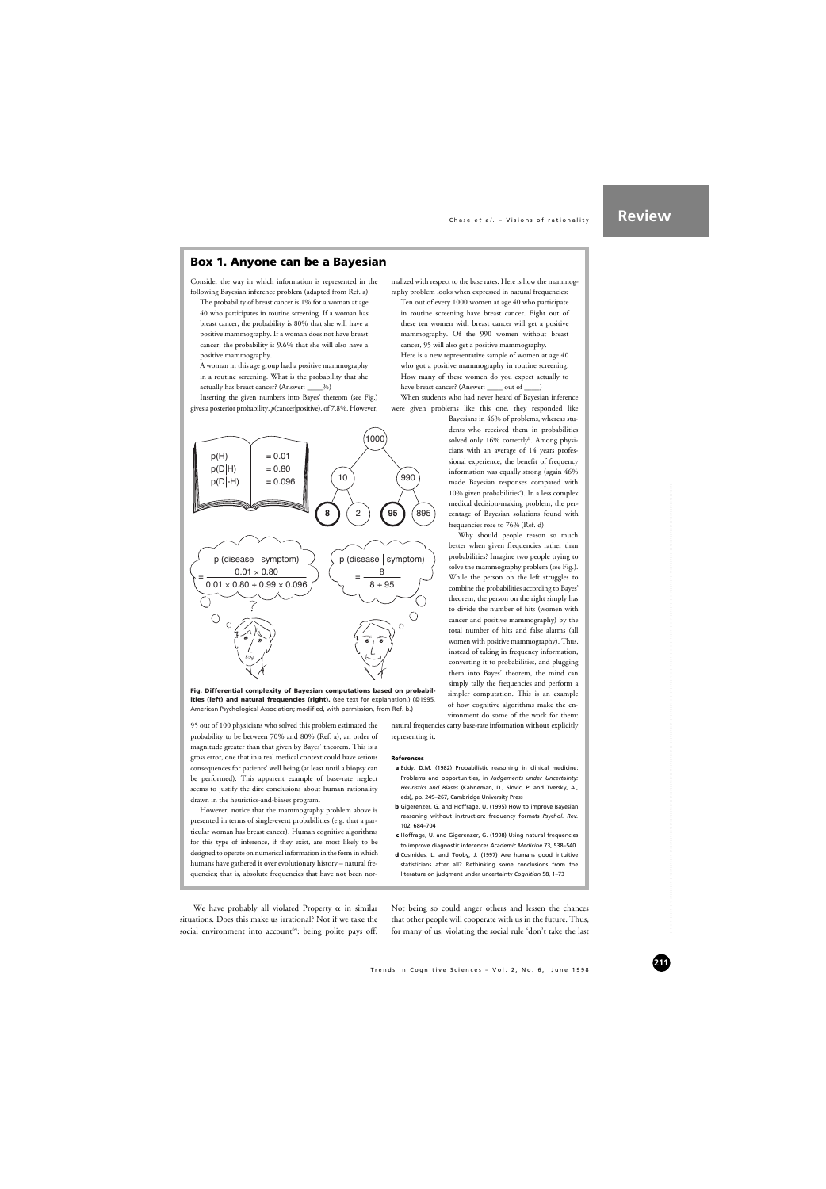## Box 1. Anyone can be a Bayesian

Consider the way in which information is represented in the following Bayesian inference problem (adapted from Ref. a):

The probability of breast cancer is 1% for a woman at age 40 who participates in routine screening. If a woman has breast cancer, the probability is 80% that she will have a positive mammography. If a woman does not have breast cancer, the probability is 9.6% that she will also have a positive mammography.

A woman in this age group had a positive mammography in a routine screening. What is the probability that she actually has breast cancer? (Answer: ____%)

Inserting the given numbers into Bayes' thereom (see Fig.) gives a posterior probability, *p*(cancer|positive), of 7.8%. However, 95 out of 100 physicians who solved this problem estimated the probability to be between 70% and 80% (Ref. a), an order of magnitude greater than that given by Bayes' theorem. This is a gross error, one that in a real medical context could have serious consequences for patients' well being (at least until a biopsy can be performed). This apparent example of base-rate neglect seems to justify the dire conclusions about human rationality drawn in the heuristics-and-biases program.

However, notice that the mammography problem above is presented in terms of single-event probabilities (e.g. that a particular woman has breast cancer). Human cognitive algorithms for this type of inference, if they exist, are most likely to be designed to operate on numerical information in the form in which humans have gathered it over evolutionary history – natural frequencies; that is, absolute frequencies that have not been normalized with respect to the base rates. Here is how the mammography problem looks when expressed in natural frequencies:

Ten out of every 1000 women at age 40 who participate in routine screening have breast cancer. Eight out of these ten women with breast cancer will get a positive mammography. Of the 990 women without breast cancer, 95 will also get a positive mammography.

Here is a new representative sample of women at age 40 who got a positive mammography in routine screening. How many of these women do you expect actually to have breast cancer? (Answer: ____ out of ____)

When students who had never heard of Bayesian inference were given problems like this one, they responded like Bayesians in 46% of problems, whereas students who received them in probabilities solved only 16% correctly[b]. Among physicians with an average of 14 years professional experience, the benefit of frequency information was equally strong (again 46% made Bayesian responses compared with 10% given probabilities[c]). In a less complex medical decision-making problem, the percentage of Bayesian solutions found with frequencies rose to 76% (Ref. d).

Why should people reason so much better when given frequencies rather than probabilities? Imagine two people trying to solve the mammography problem (see Fig.). While the person on the left struggles to combine the probabilities according to Bayes' theorem, the person on the right simply has to divide the number of hits (women with cancer and positive mammography) by the total number of hits and false alarms (all women with positive mammography). Thus, instead of taking in frequency information, converting it to probabilities, and plugging them into Bayes' theorem, the mind can simply tally the frequencies and perform a simpler computation. This is an example of how cognitive algorithms make the environment do some of the work for them: natural frequencies carry base-rate information without explicitly representing it.

$p(H) = 0.01$
$p(D|H) = 0.80$
$p(D|-H) = 0.096$

1000 → 10, 990; 10 → **8**, 2; 990 → **95**, 895

$$p(\text{disease} \mid \text{symptom}) = \frac{0.01 \times 0.80}{0.01 \times 0.80 + 0.99 \times 0.096}$$

$$p(\text{disease} \mid \text{symptom}) = \frac{8}{8 + 95}$$

**Fig. Differential complexity of Bayesian computations based on probabilities (left) and natural frequencies (right).** (see text for explanation.) (©1995, American Psychological Association; modified, with permission, from Ref. b.)

### References

a Eddy, D.M. (1982) Probabilistic reasoning in clinical medicine: Problems and opportunities, in *Judgements under Uncertainty: Heuristics and Biases* (Kahneman, D., Slovic, P. and Tversky, A., eds), pp. 249–267, Cambridge University Press

b Gigerenzer, G. and Hoffrage, U. (1995) How to improve Bayesian reasoning without instruction: frequency formats *Psychol. Rev.* 102, 684–704

c Hoffrage, U. and Gigerenzer, G. (1998) Using natural frequencies to improve diagnostic inferences *Academic Medicine* 73, 538–540

d Cosmides, L. and Tooby, J. (1997) Are humans good intuitive statisticians after all? Rethinking some conclusions from the literature on judgment under uncertainty *Cognition* 58, 1–73

We have probably all violated Property $\alpha$ in similar situations. Does this make us irrational? Not if we take the social environment into account[66]: being polite pays off. Not being so could anger others and lessen the chances that other people will cooperate with us in the future. Thus, for many of us, violating the social rule 'don't take the last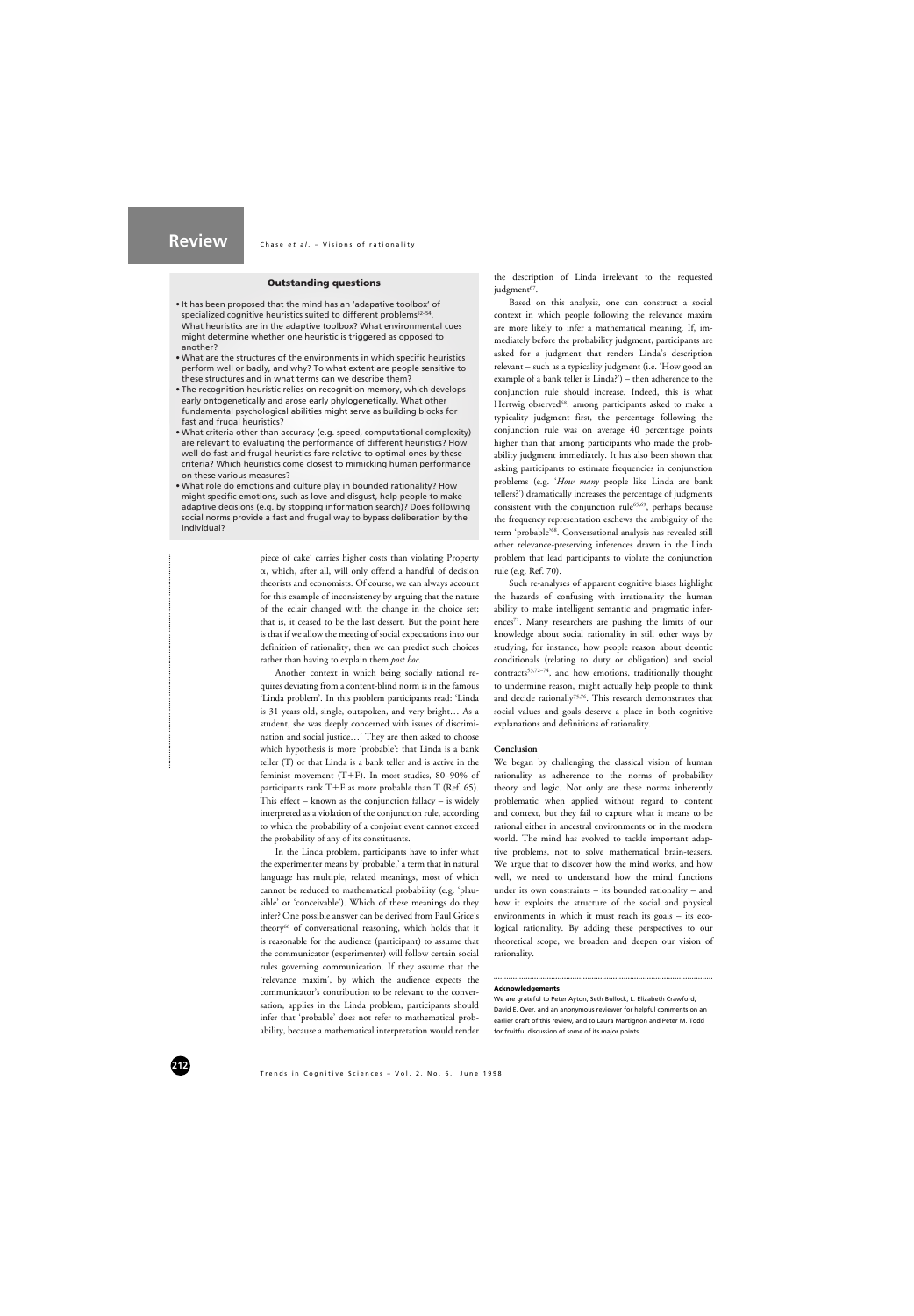### Outstanding questions

- It has been proposed that the mind has an 'adapative toolbox' of specialized cognitive heuristics suited to different problems[52–54]. What heuristics are in the adaptive toolbox? What environmental cues might determine whether one heuristic is triggered as opposed to another?
- What are the structures of the environments in which specific heuristics perform well or badly, and why? To what extent are people sensitive to these structures and in what terms can we describe them?
- The recognition heuristic relies on recognition memory, which develops early ontogenetically and arose early phylogenetically. What other fundamental psychological abilities might serve as building blocks for fast and frugal heuristics?
- What criteria other than accuracy (e.g. speed, computational complexity) are relevant to evaluating the performance of different heuristics? How well do fast and frugal heuristics fare relative to optimal ones by these criteria? Which heuristics come closest to mimicking human performance on these various measures?
- What role do emotions and culture play in bounded rationality? How might specific emotions, such as love and disgust, help people to make adaptive decisions (e.g. by stopping information search)? Does following social norms provide a fast and frugal way to bypass deliberation by the individual?

piece of cake' carries higher costs than violating Property $\alpha$, which, after all, will only offend a handful of decision theorists and economists. Of course, we can always account for this example of inconsistency by arguing that the nature of the eclair changed with the change in the choice set; that is, it ceased to be the last dessert. But the point here is that if we allow the meeting of social expectations into our definition of rationality, then we can predict such choices rather than having to explain them *post hoc*.

Another context in which being socially rational requires deviating from a content-blind norm is in the famous 'Linda problem'. In this problem participants read: 'Linda is 31 years old, single, outspoken, and very bright… As a student, she was deeply concerned with issues of discrimination and social justice…' They are then asked to choose which hypothesis is more 'probable': that Linda is a bank teller (T) or that Linda is a bank teller and is active in the feminist movement (T+F). In most studies, 80–90% of participants rank T+F as more probable than T (Ref. 65). This effect – known as the conjunction fallacy – is widely interpreted as a violation of the conjunction rule, according to which the probability of a conjoint event cannot exceed the probability of any of its constituents.

In the Linda problem, participants have to infer what the experimenter means by 'probable,' a term that in natural language has multiple, related meanings, most of which cannot be reduced to mathematical probability (e.g. 'plausible' or 'conceivable'). Which of these meanings do they infer? One possible answer can be derived from Paul Grice's theory[66] of conversational reasoning, which holds that it is reasonable for the audience (participant) to assume that the communicator (experimenter) will follow certain social rules governing communication. If they assume that the 'relevance maxim', by which the audience expects the communicator's contribution to be relevant to the conversation, applies in the Linda problem, participants should infer that 'probable' does not refer to mathematical probability, because a mathematical interpretation would render the description of Linda irrelevant to the requested judgment[67].

Based on this analysis, one can construct a social context in which people following the relevance maxim are more likely to infer a mathematical meaning. If, immediately before the probability judgment, participants are asked for a judgment that renders Linda's description relevant – such as a typicality judgment (i.e. 'How good an example of a bank teller is Linda?') – then adherence to the conjunction rule should increase. Indeed, this is what Hertwig observed[68]: among participants asked to make a typicality judgment first, the percentage following the conjunction rule was on average 40 percentage points higher than that among participants who made the probability judgment immediately. It has also been shown that asking participants to estimate frequencies in conjunction problems (e.g. '*How many* people like Linda are bank tellers?') dramatically increases the percentage of judgments consistent with the conjunction rule[65,69], perhaps because the frequency representation eschews the ambiguity of the term 'probable'[68]. Conversational analysis has revealed still other relevance-preserving inferences drawn in the Linda problem that lead participants to violate the conjunction rule (e.g. Ref. 70).

Such re-analyses of apparent cognitive biases highlight the hazards of confusing with irrationality the human ability to make intelligent semantic and pragmatic inferences[71]. Many researchers are pushing the limits of our knowledge about social rationality in still other ways by studying, for instance, how people reason about deontic conditionals (relating to duty or obligation) and social contracts[53,72–74], and how emotions, traditionally thought to undermine reason, might actually help people to think and decide rationally[75,76]. This research demonstrates that social values and goals deserve a place in both cognitive explanations and definitions of rationality.

## Conclusion

We began by challenging the classical vision of human rationality as adherence to the norms of probability theory and logic. Not only are these norms inherently problematic when applied without regard to content and context, but they fail to capture what it means to be rational either in ancestral environments or in the modern world. The mind has evolved to tackle important adaptive problems, not to solve mathematical brain-teasers. We argue that to discover how the mind works, and how well, we need to understand how the mind functions under its own constraints – its bounded rationality – and how it exploits the structure of the social and physical environments in which it must reach its goals – its ecological rationality. By adding these perspectives to our theoretical scope, we broaden and deepen our vision of rationality.

### Acknowledgements

We are grateful to Peter Ayton, Seth Bullock, L. Elizabeth Crawford, David E. Over, and an anonymous reviewer for helpful comments on an earlier draft of this review, and to Laura Martignon and Peter M. Todd for fruitful discussion of some of its major points.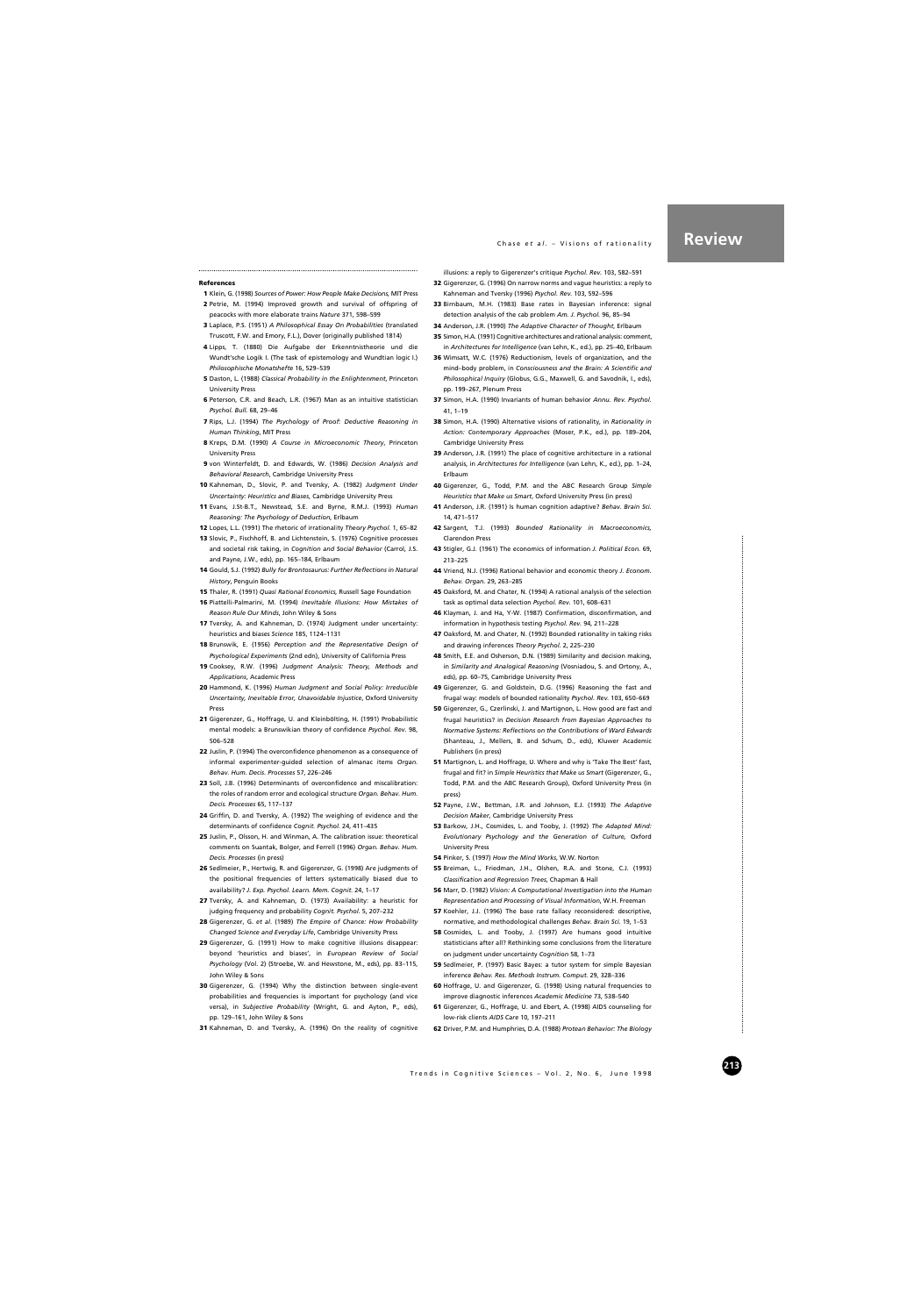### References

1. Klein, G. (1998) *Sources of Power: How People Make Decisions*, MIT Press
2. Petrie, M. (1994) Improved growth and survival of offspring of peacocks with more elaborate trains *Nature* 371, 598–599
3. Laplace, P.S. (1951) *A Philosophical Essay On Probabilities* (translated Truscott, F.W. and Emory, F.L.), Dover (originally published 1814)
4. Lipps, T. (1880) Die Aufgabe der Erkenntnistheorie und die Wundt'sche Logik I. (The task of epistemology and Wundtian logic I.) *Philosophische Monatshefte* 16, 529–539
5. Daston, L. (1988) *Classical Probability in the Enlightenment*, Princeton University Press
6. Peterson, C.R. and Beach, L.R. (1967) Man as an intuitive statistician *Psychol. Bull.* 68, 29–46
7. Rips, L.J. (1994) *The Psychology of Proof: Deductive Reasoning in Human Thinking*, MIT Press
8. Kreps, D.M. (1990) *A Course in Microeconomic Theory*, Princeton University Press
9. von Winterfeldt, D. and Edwards, W. (1986) *Decision Analysis and Behavioral Research*, Cambridge University Press
10. Kahneman, D., Slovic, P. and Tversky, A. (1982) *Judgment Under Uncertainty: Heuristics and Biases*, Cambridge University Press
11. Evans, J.St-B.T., Newstead, S.E. and Byrne, R.M.J. (1993) *Human Reasoning: The Psychology of Deduction*, Erlbaum
12. Lopes, L.L. (1991) The rhetoric of irrationality *Theory Psychol.* 1, 65–82
13. Slovic, P., Fischhoff, B. and Lichtenstein, S. (1976) Cognitive processes and societal risk taking, in *Cognition and Social Behavior* (Carrol, J.S. and Payne, J.W., eds), pp. 165–184, Erlbaum
14. Gould, S.J. (1992) *Bully for Brontosaurus: Further Reflections in Natural History*, Penguin Books
15. Thaler, R. (1991) *Quasi Rational Economics*, Russell Sage Foundation
16. Piattelli-Palmarini, M. (1994) *Inevitable Illusions: How Mistakes of Reason Rule Our Minds*, John Wiley & Sons
17. Tversky, A. and Kahneman, D. (1974) Judgment under uncertainty: heuristics and biases *Science* 185, 1124–1131
18. Brunswik, E. (1956) *Perception and the Representative Design of Psychological Experiments* (2nd edn), University of California Press
19. Cooksey, R.W. (1996) *Judgment Analysis: Theory, Methods and Applications*, Academic Press
20. Hammond, K. (1996) *Human Judgment and Social Policy: Irreducible Uncertainty, Inevitable Error, Unavoidable Injustice*, Oxford University Press
21. Gigerenzer, G., Hoffrage, U. and Kleinbölting, H. (1991) Probabilistic mental models: a Brunswikian theory of confidence *Psychol. Rev.* 98, 506–528
22. Juslin, P. (1994) The overconfidence phenomenon as a consequence of informal experimenter-guided selection of almanac items *Organ. Behav. Hum. Decis. Processes* 57, 226–246
23. Soll, J.B. (1996) Determinants of overconfidence and miscalibration: the roles of random error and ecological structure *Organ. Behav. Hum. Decis. Processes* 65, 117–137
24. Griffin, D. and Tversky, A. (1992) The weighing of evidence and the determinants of confidence *Cognit. Psychol.* 24, 411–435
25. Juslin, P., Olsson, H. and Winman, A. The calibration issue: theoretical comments on Suantak, Bolger, and Ferrell (1996) *Organ. Behav. Hum. Decis. Processes* (in press)
26. Sedlmeier, P., Hertwig, R. and Gigerenzer, G. (1998) Are judgments of the positional frequencies of letters systematically biased due to availability? *J. Exp. Psychol. Learn. Mem. Cognit.* 24, 1–17
27. Tversky, A. and Kahneman, D. (1973) Availability: a heuristic for judging frequency and probability *Cognit. Psychol.* 5, 207–232
28. Gigerenzer, G. *et al.* (1989) *The Empire of Chance: How Probability Changed Science and Everyday Life*, Cambridge University Press
29. Gigerenzer, G. (1991) How to make cognitive illusions disappear: beyond 'heuristics and biases', in *European Review of Social Psychology* (Vol. 2) (Stroebe, W. and Hewstone, M., eds), pp. 83–115, John Wiley & Sons
30. Gigerenzer, G. (1994) Why the distinction between single-event probabilities and frequencies is important for psychology (and vice versa), in *Subjective Probability* (Wright, G. and Ayton, P., eds), pp. 129–161, John Wiley & Sons
31. Kahneman, D. and Tversky, A. (1996) On the reality of cognitive illusions: a reply to Gigerenzer's critique *Psychol. Rev.* 103, 582–591
32. Gigerenzer, G. (1996) On narrow norms and vague heuristics: a reply to Kahneman and Tversky (1996) *Psychol. Rev.* 103, 592–596
33. Birnbaum, M.H. (1983) Base rates in Bayesian inference: signal detection analysis of the cab problem *Am. J. Psychol.* 96, 85–94
34. Anderson, J.R. (1990) *The Adaptive Character of Thought*, Erlbaum
35. Simon, H.A. (1991) Cognitive architectures and rational analysis: comment, in *Architectures for Intelligence* (van Lehn, K., ed.), pp. 25–40, Erlbaum
36. Wimsatt, W.C. (1976) Reductionism, levels of organization, and the mind–body problem, in *Consciousness and the Brain: A Scientific and Philosophical Inquiry* (Globus, G.G., Maxwell, G. and Savodnik, I., eds), pp. 199–267, Plenum Press
37. Simon, H.A. (1990) Invariants of human behavior *Annu. Rev. Psychol.* 41, 1–19
38. Simon, H.A. (1990) Alternative visions of rationality, in *Rationality in Action: Contemporary Approaches* (Moser, P.K., ed.), pp. 189–204, Cambridge University Press
39. Anderson, J.R. (1991) The place of cognitive architecture in a rational analysis, in *Architectures for Intelligence* (van Lehn, K., ed.), pp. 1–24, Erlbaum
40. Gigerenzer, G., Todd, P.M. and the ABC Research Group *Simple Heuristics that Make us Smart*, Oxford University Press (in press)
41. Anderson, J.R. (1991) Is human cognition adaptive? *Behav. Brain Sci.* 14, 471–517
42. Sargent, T.J. (1993) *Bounded Rationality in Macroeconomics*, Clarendon Press
43. Stigler, G.J. (1961) The economics of information *J. Political Econ.* 69, 213–225
44. Vriend, N.J. (1996) Rational behavior and economic theory *J. Econom. Behav. Organ.* 29, 263–285
45. Oaksford, M. and Chater, N. (1994) A rational analysis of the selection task as optimal data selection *Psychol. Rev.* 101, 608–631
46. Klayman, J. and Ha, Y-W. (1987) Confirmation, disconfirmation, and information in hypothesis testing *Psychol. Rev.* 94, 211–228
47. Oaksford, M. and Chater, N. (1992) Bounded rationality in taking risks and drawing inferences *Theory Psychol.* 2, 225–230
48. Smith, E.E. and Osherson, D.N. (1989) Similarity and decision making, in *Similarity and Analogical Reasoning* (Vosniadou, S. and Ortony, A., eds), pp. 60–75, Cambridge University Press
49. Gigerenzer, G. and Goldstein, D.G. (1996) Reasoning the fast and frugal way: models of bounded rationality *Psychol. Rev.* 103, 650–669
50. Gigerenzer, G., Czerlinski, J. and Martignon, L. How good are fast and frugal heuristics? in *Decision Research from Bayesian Approaches to Normative Systems: Reflections on the Contributions of Ward Edwards* (Shanteau, J., Mellers, B. and Schum, D., eds), Kluwer Academic Publishers (in press)
51. Martignon, L. and Hoffrage, U. Where and why is 'Take The Best' fast, frugal and fit? in *Simple Heuristics that Make us Smart* (Gigerenzer, G., Todd, P.M. and the ABC Research Group), Oxford University Press (in press)
52. Payne, J.W., Bettman, J.R. and Johnson, E.J. (1993) *The Adaptive Decision Maker*, Cambridge University Press
53. Barkow, J.H., Cosmides, L. and Tooby, J. (1992) *The Adapted Mind: Evolutionary Psychology and the Generation of Culture*, Oxford University Press
54. Pinker, S. (1997) *How the Mind Works*, W.W. Norton
55. Breiman, L., Friedman, J.H., Olshen, R.A. and Stone, C.J. (1993) *Classification and Regression Trees*, Chapman & Hall
56. Marr, D. (1982) *Vision: A Computational Investigation into the Human Representation and Processing of Visual Information*, W.H. Freeman
57. Koehler, J.J. (1996) The base rate fallacy reconsidered: descriptive, normative, and methodological challenges *Behav. Brain Sci.* 19, 1–53
58. Cosmides, L. and Tooby, J. (1997) Are humans good intuitive statisticians after all? Rethinking some conclusions from the literature on judgment under uncertainty *Cognition* 58, 1–73
59. Sedlmeier, P. (1997) Basic Bayes: a tutor system for simple Bayesian inference *Behav. Res. Methods Instrum. Comput.* 29, 328–336
60. Hoffrage, U. and Gigerenzer, G. (1998) Using natural frequencies to improve diagnostic inferences *Academic Medicine* 73, 538–540
61. Gigerenzer, G., Hoffrage, U. and Ebert, A. (1998) AIDS counseling for low-risk clients *AIDS Care* 10, 197–211
62. Driver, P.M. and Humphries, D.A. (1988) *Protean Behavior: The Biology*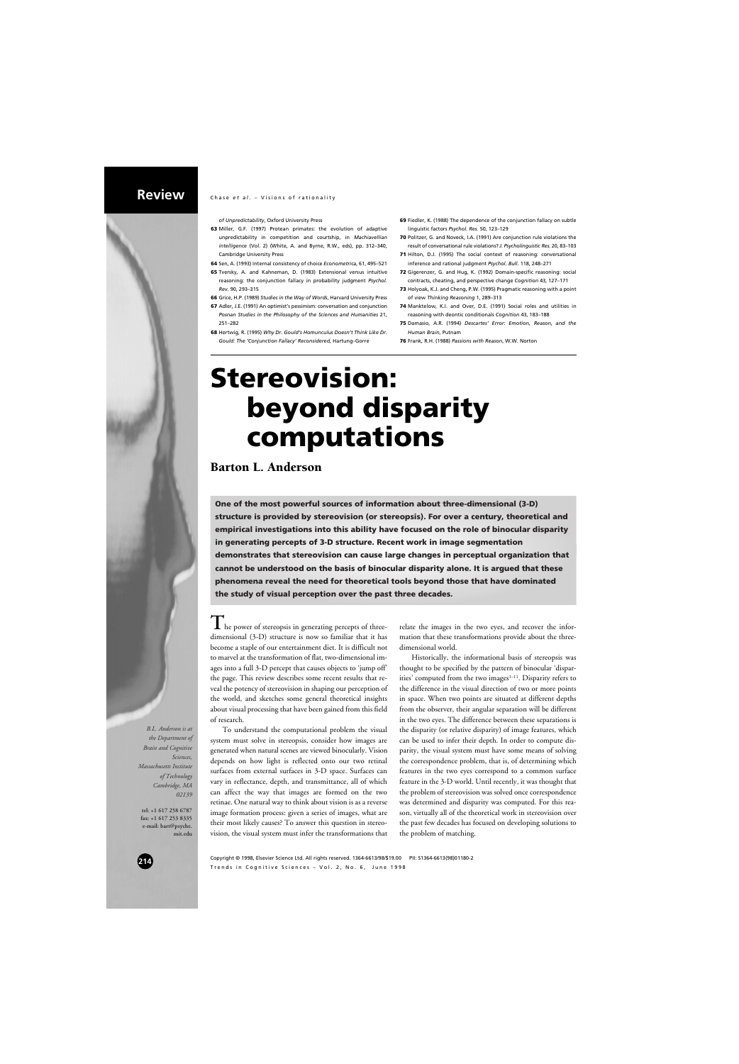*of Unpredictability*, Oxford University Press

**63** Miller, G.F. (1997) Protean primates: the evolution of adaptive unpredictability in competition and courtship, in *Machiavellian intelligence* (Vol. 2) (White, A. and Byrne, R.W., eds), pp. 312–340, Cambridge University Press

**64** Sen, A. (1993) Internal consistency of choice *Econometrica*, 61, 495–521

**65** Tversky, A. and Kahneman, D. (1983) Extensional versus intuitive reasoning: the conjunction fallacy in probability judgment *Psychol. Rev.* 90, 293–315

**66** Grice, H.P. (1989) *Studies in the Way of Words*, Harvard University Press

**67** Adler, J.E. (1991) An optimist's pessimism: conversation and conjunction *Posnan Studies in the Philosophy of the Sciences and Humanities* 21, 251–282

**68** Hertwig, R. (1995) *Why Dr. Gould's Homunculus Doesn't Think Like Dr. Gould: The 'Conjunction Fallacy' Reconsidered*, Hartung–Gorre

**69** Fiedler, K. (1988) The dependence of the conjunction fallacy on subtle linguistic factors *Psychol. Res.* 50, 123–129

**70** Politzer, G. and Noveck, I.A. (1991) Are conjunction rule violations the result of conversational rule violations? *J. Psycholinguistic Res.* 20, 83–103

**71** Hilton, D.J. (1995) The social context of reasoning: conversational inference and rational judgment *Psychol. Bull.* 118, 248–271

**72** Gigerenzer, G. and Hug, K. (1992) Domain-specific reasoning: social contracts, cheating, and perspective change *Cognition* 43, 127–171

**73** Holyoak, K.J. and Cheng, P.W. (1995) Pragmatic reasoning with a point of view *Thinking Reasoning* 1, 289–313

**74** Manktelow, K.I. and Over, D.E. (1991) Social roles and utilities in reasoning with deontic conditionals *Cognition* 43, 183–188

**75** Damasio, A.R. (1994) *Descartes' Error: Emotion, Reason, and the Human Brain*, Putnam

**76** Frank, R.H. (1988) *Passions with Reason*, W.W. Norton

# Stereovision: beyond disparity computations

**Barton L. Anderson**

**One of the most powerful sources of information about three-dimensional (3-D) structure is provided by stereovision (or stereopsis). For over a century, theoretical and empirical investigations into this ability have focused on the role of binocular disparity in generating percepts of 3-D structure. Recent work in image segmentation demonstrates that stereovision can cause large changes in perceptual organization that cannot be understood on the basis of binocular disparity alone. It is argued that these phenomena reveal the need for theoretical tools beyond those that have dominated the study of visual perception over the past three decades.**

*B.L. Anderson is at the Department of Brain and Cognitive Sciences, Massachusetts Institute of Technology Cambridge, MA 02139*

tel: +1 617 258 6787
fax: +1 617 253 8335
e-mail: bart@psyche.mit.edu

The power of stereopsis in generating percepts of three-dimensional (3-D) structure is now so familiar that it has become a staple of our entertainment diet. It is difficult not to marvel at the transformation of flat, two-dimensional images into a full 3-D percept that causes objects to 'jump off' the page. This review describes some recent results that reveal the potency of stereovision in shaping our perception of the world, and sketches some general theoretical insights about visual processing that have been gained from this field of research.

To understand the computational problem the visual system must solve in stereopsis, consider how images are generated when natural scenes are viewed binocularly. Vision depends on how light is reflected onto our two retinal surfaces from external surfaces in 3-D space. Surfaces can vary in reflectance, depth, and transmittance, all of which can affect the way that images are formed on the two retinae. One natural way to think about vision is as a reverse image formation process: given a series of images, what are their most likely causes? To answer this question in stereovision, the visual system must infer the transformations that relate the images in the two eyes, and recover the information that these transformations provide about the three-dimensional world.

Historically, the informational basis of stereopsis was thought to be specified by the pattern of binocular 'disparities' computed from the two images[1–11]. Disparity refers to the difference in the visual direction of two or more points in space. When two points are situated at different depths from the observer, their angular separation will be different in the two eyes. The difference between these separations is the disparity (or relative disparity) of image features, which can be used to infer their depth. In order to compute disparity, the visual system must have some means of solving the correspondence problem, that is, of determining which features in the two eyes correspond to a common surface feature in the 3-D world. Until recently, it was thought that the problem of stereovision was solved once correspondence was determined and disparity was computed. For this reason, virtually all of the theoretical work in stereovision over the past few decades has focused on developing solutions to the problem of matching.

Copyright © 1998, Elsevier Science Ltd. All rights reserved. 1364-6613/98/$19.00 PII: S1364-6613(98)01180-2